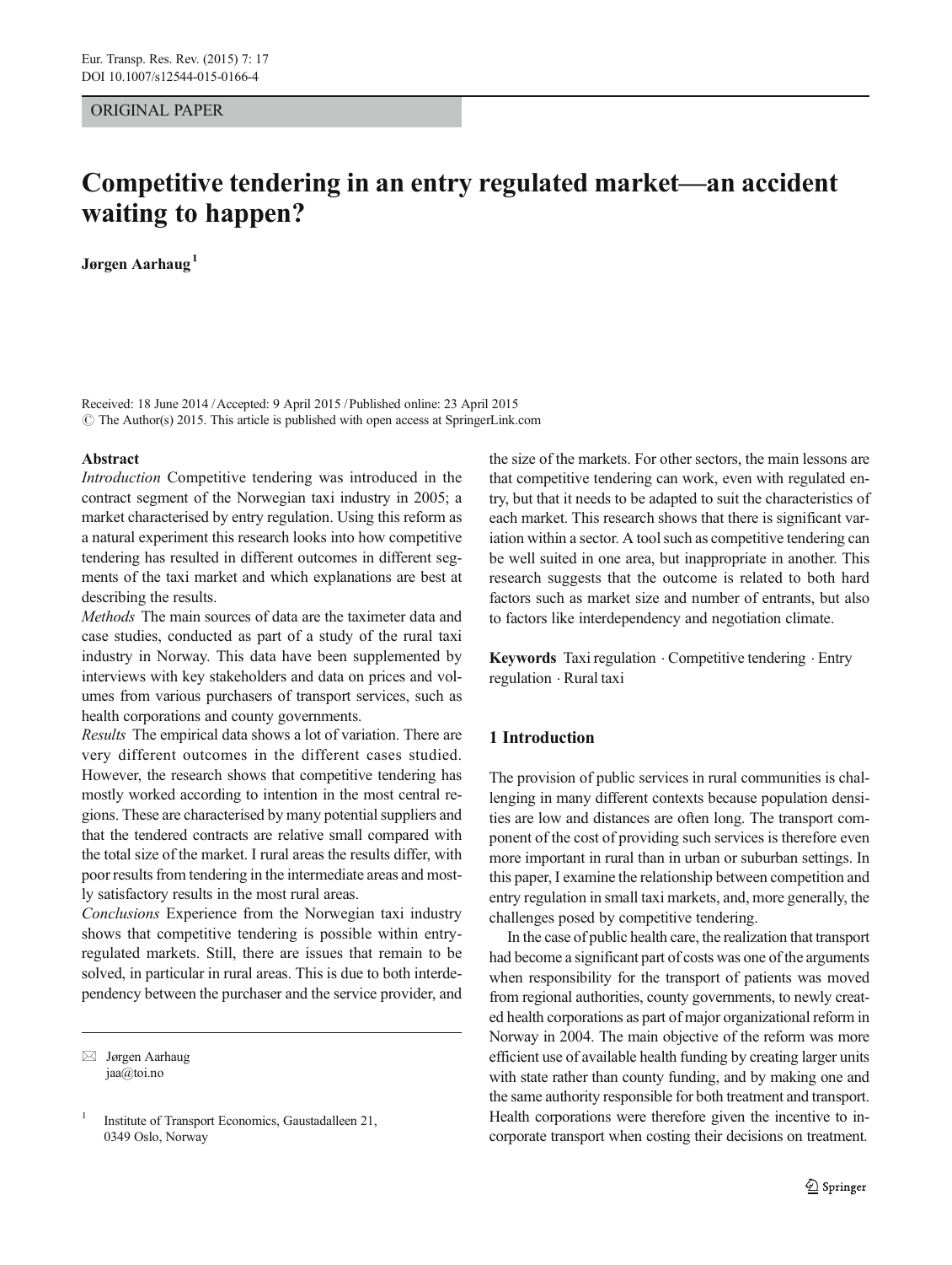ORIGINAL PAPER

# Competitive tendering in an entry regulated market—an accident waiting to happen?

**Jørgen Aarhaug** [1]

Received: 18 June 2014 / Accepted: 9 April 2015 / Published online: 23 April 2015
© The Author(s) 2015. This article is published with open access at SpringerLink.com

**Abstract**

*Introduction* Competitive tendering was introduced in the contract segment of the Norwegian taxi industry in 2005; a market characterised by entry regulation. Using this reform as a natural experiment this research looks into how competitive tendering has resulted in different outcomes in different segments of the taxi market and which explanations are best at describing the results.

*Methods* The main sources of data are the taximeter data and case studies, conducted as part of a study of the rural taxi industry in Norway. This data have been supplemented by interviews with key stakeholders and data on prices and volumes from various purchasers of transport services, such as health corporations and county governments.

*Results* The empirical data shows a lot of variation. There are very different outcomes in the different cases studied. However, the research shows that competitive tendering has mostly worked according to intention in the most central regions. These are characterised by many potential suppliers and that the tendered contracts are relative small compared with the total size of the market. I rural areas the results differ, with poor results from tendering in the intermediate areas and mostly satisfactory results in the most rural areas.

*Conclusions* Experience from the Norwegian taxi industry shows that competitive tendering is possible within entry-regulated markets. Still, there are issues that remain to be solved, in particular in rural areas. This is due to both interdependency between the purchaser and the service provider, and the size of the markets. For other sectors, the main lessons are that competitive tendering can work, even with regulated entry, but that it needs to be adapted to suit the characteristics of each market. This research shows that there is significant variation within a sector. A tool such as competitive tendering can be well suited in one area, but inappropriate in another. This research suggests that the outcome is related to both hard factors such as market size and number of entrants, but also to factors like interdependency and negotiation climate.

**Keywords** Taxi regulation · Competitive tendering · Entry regulation · Rural taxi

## 1 Introduction

The provision of public services in rural communities is challenging in many different contexts because population densities are low and distances are often long. The transport component of the cost of providing such services is therefore even more important in rural than in urban or suburban settings. In this paper, I examine the relationship between competition and entry regulation in small taxi markets, and, more generally, the challenges posed by competitive tendering.

In the case of public health care, the realization that transport had become a significant part of costs was one of the arguments when responsibility for the transport of patients was moved from regional authorities, county governments, to newly created health corporations as part of major organizational reform in Norway in 2004. The main objective of the reform was more efficient use of available health funding by creating larger units with state rather than county funding, and by making one and the same authority responsible for both treatment and transport. Health corporations were therefore given the incentive to incorporate transport when costing their decisions on treatment.

✉ Jørgen Aarhaug
jaa@toi.no

[1] Institute of Transport Economics, Gaustadalleen 21, 0349 Oslo, Norway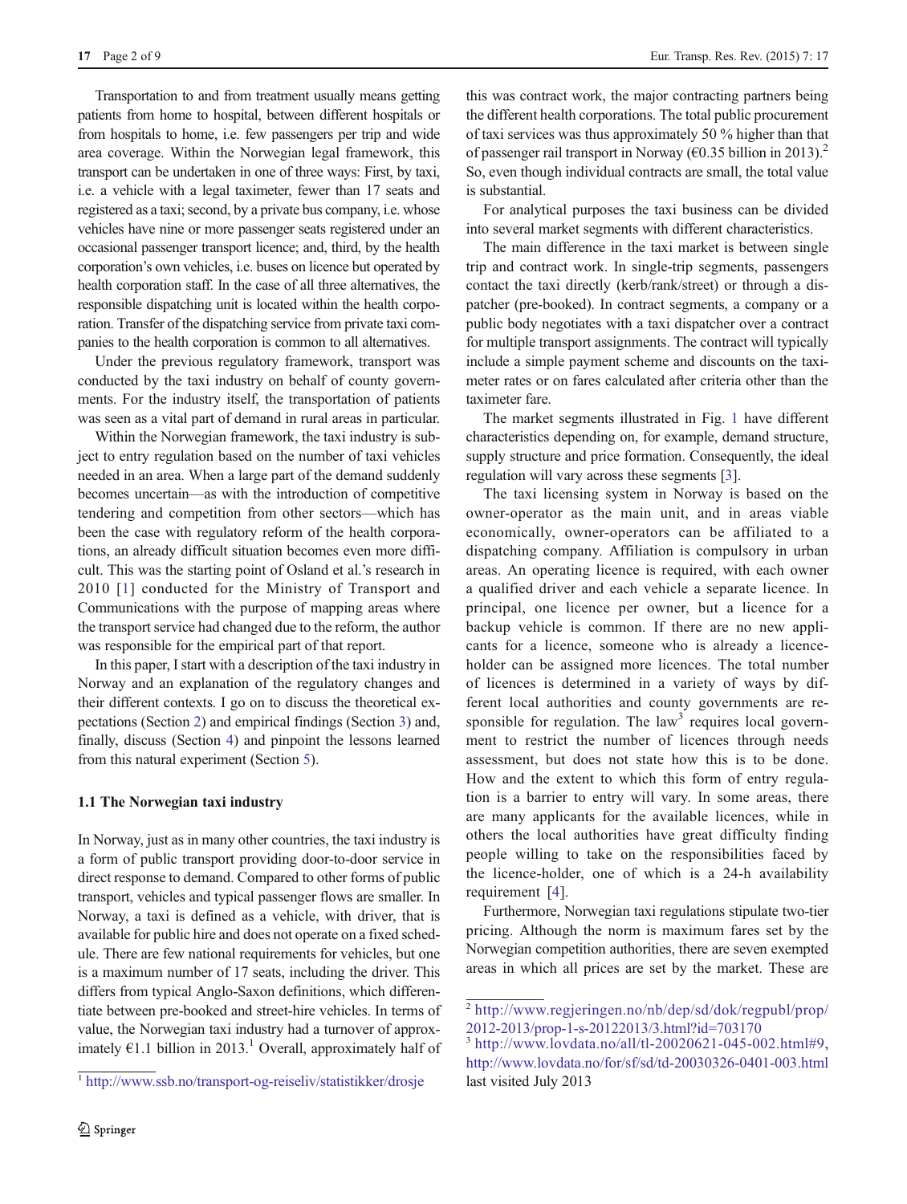Transportation to and from treatment usually means getting patients from home to hospital, between different hospitals or from hospitals to home, i.e. few passengers per trip and wide area coverage. Within the Norwegian legal framework, this transport can be undertaken in one of three ways: First, by taxi, i.e. a vehicle with a legal taximeter, fewer than 17 seats and registered as a taxi; second, by a private bus company, i.e. whose vehicles have nine or more passenger seats registered under an occasional passenger transport licence; and, third, by the health corporation's own vehicles, i.e. buses on licence but operated by health corporation staff. In the case of all three alternatives, the responsible dispatching unit is located within the health corporation. Transfer of the dispatching service from private taxi companies to the health corporation is common to all alternatives.

Under the previous regulatory framework, transport was conducted by the taxi industry on behalf of county governments. For the industry itself, the transportation of patients was seen as a vital part of demand in rural areas in particular.

Within the Norwegian framework, the taxi industry is subject to entry regulation based on the number of taxi vehicles needed in an area. When a large part of the demand suddenly becomes uncertain—as with the introduction of competitive tendering and competition from other sectors—which has been the case with regulatory reform of the health corporations, an already difficult situation becomes even more difficult. This was the starting point of Osland et al.'s research in 2010 [1] conducted for the Ministry of Transport and Communications with the purpose of mapping areas where the transport service had changed due to the reform, the author was responsible for the empirical part of that report.

In this paper, I start with a description of the taxi industry in Norway and an explanation of the regulatory changes and their different contexts. I go on to discuss the theoretical expectations (Section 2) and empirical findings (Section 3) and, finally, discuss (Section 4) and pinpoint the lessons learned from this natural experiment (Section 5).

### 1.1 The Norwegian taxi industry

In Norway, just as in many other countries, the taxi industry is a form of public transport providing door-to-door service in direct response to demand. Compared to other forms of public transport, vehicles and typical passenger flows are smaller. In Norway, a taxi is defined as a vehicle, with driver, that is available for public hire and does not operate on a fixed schedule. There are few national requirements for vehicles, but one is a maximum number of 17 seats, including the driver. This differs from typical Anglo-Saxon definitions, which differentiate between pre-booked and street-hire vehicles. In terms of value, the Norwegian taxi industry had a turnover of approximately €1.1 billion in 2013.[1] Overall, approximately half of this was contract work, the major contracting partners being the different health corporations. The total public procurement of taxi services was thus approximately 50 % higher than that of passenger rail transport in Norway (€0.35 billion in 2013).[2] So, even though individual contracts are small, the total value is substantial.

For analytical purposes the taxi business can be divided into several market segments with different characteristics.

The main difference in the taxi market is between single trip and contract work. In single-trip segments, passengers contact the taxi directly (kerb/rank/street) or through a dispatcher (pre-booked). In contract segments, a company or a public body negotiates with a taxi dispatcher over a contract for multiple transport assignments. The contract will typically include a simple payment scheme and discounts on the taximeter rates or on fares calculated after criteria other than the taximeter fare.

The market segments illustrated in Fig. 1 have different characteristics depending on, for example, demand structure, supply structure and price formation. Consequently, the ideal regulation will vary across these segments [3].

The taxi licensing system in Norway is based on the owner-operator as the main unit, and in areas viable economically, owner-operators can be affiliated to a dispatching company. Affiliation is compulsory in urban areas. An operating licence is required, with each owner a qualified driver and each vehicle a separate licence. In principal, one licence per owner, but a licence for a backup vehicle is common. If there are no new applicants for a licence, someone who is already a licence-holder can be assigned more licences. The total number of licences is determined in a variety of ways by different local authorities and county governments are responsible for regulation. The law[3] requires local government to restrict the number of licences through needs assessment, but does not state how this is to be done. How and the extent to which this form of entry regulation is a barrier to entry will vary. In some areas, there are many applicants for the available licences, while in others the local authorities have great difficulty finding people willing to take on the responsibilities faced by the licence-holder, one of which is a 24-h availability requirement [4].

Furthermore, Norwegian taxi regulations stipulate two-tier pricing. Although the norm is maximum fares set by the Norwegian competition authorities, there are seven exempted areas in which all prices are set by the market. These are

[1] http://www.ssb.no/transport-og-reiseliv/statistikker/drosje

[2] http://www.regjeringen.no/nb/dep/sd/dok/regpubl/prop/2012-2013/prop-1-s-20122013/3.html?id=703170

[3] http://www.lovdata.no/all/tl-20020621-045-002.html#9, http://www.lovdata.no/for/sf/sd/td-20030326-0401-003.html last visited July 2013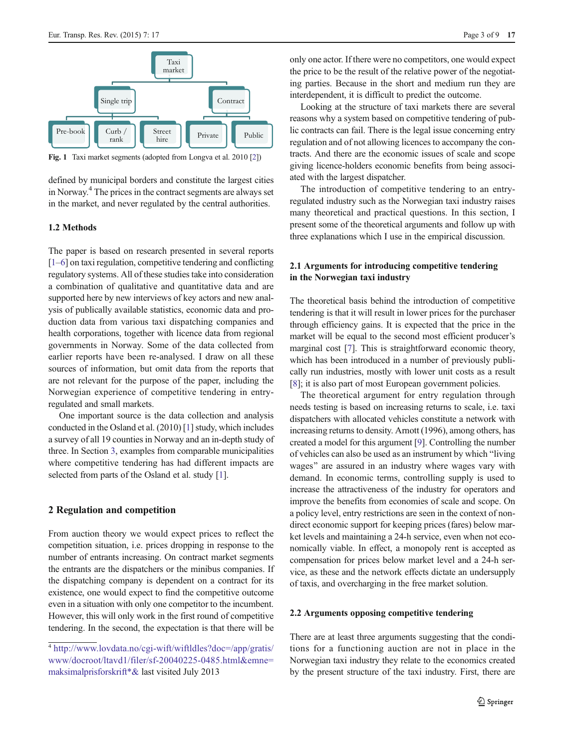Taxi market

Single trip | Contract

Pre-book | Curb / rank | Street hire | Private | Public

**Fig. 1** Taxi market segments (adopted from Longva et al. 2010 [2])

defined by municipal borders and constitute the largest cities in Norway.[4] The prices in the contract segments are always set in the market, and never regulated by the central authorities.

### 1.2 Methods

The paper is based on research presented in several reports [1–6] on taxi regulation, competitive tendering and conflicting regulatory systems. All of these studies take into consideration a combination of qualitative and quantitative data and are supported here by new interviews of key actors and new analysis of publically available statistics, economic data and production data from various taxi dispatching companies and health corporations, together with licence data from regional governments in Norway. Some of the data collected from earlier reports have been re-analysed. I draw on all these sources of information, but omit data from the reports that are not relevant for the purpose of the paper, including the Norwegian experience of competitive tendering in entry-regulated and small markets.

One important source is the data collection and analysis conducted in the Osland et al. (2010) [1] study, which includes a survey of all 19 counties in Norway and an in-depth study of three. In Section 3, examples from comparable municipalities where competitive tendering has had different impacts are selected from parts of the Osland et al. study [1].

## 2 Regulation and competition

From auction theory we would expect prices to reflect the competition situation, i.e. prices dropping in response to the number of entrants increasing. On contract market segments the entrants are the dispatchers or the minibus companies. If the dispatching company is dependent on a contract for its existence, one would expect to find the competitive outcome even in a situation with only one competitor to the incumbent. However, this will only work in the first round of competitive tendering. In the second, the expectation is that there will be only one actor. If there were no competitors, one would expect the price to be the result of the relative power of the negotiating parties. Because in the short and medium run they are interdependent, it is difficult to predict the outcome.

Looking at the structure of taxi markets there are several reasons why a system based on competitive tendering of public contracts can fail. There is the legal issue concerning entry regulation and of not allowing licences to accompany the contracts. And there are the economic issues of scale and scope giving licence-holders economic benefits from being associated with the largest dispatcher.

The introduction of competitive tendering to an entry-regulated industry such as the Norwegian taxi industry raises many theoretical and practical questions. In this section, I present some of the theoretical arguments and follow up with three explanations which I use in the empirical discussion.

### 2.1 Arguments for introducing competitive tendering in the Norwegian taxi industry

The theoretical basis behind the introduction of competitive tendering is that it will result in lower prices for the purchaser through efficiency gains. It is expected that the price in the market will be equal to the second most efficient producer's marginal cost [7]. This is straightforward economic theory, which has been introduced in a number of previously publically run industries, mostly with lower unit costs as a result [8]; it is also part of most European government policies.

The theoretical argument for entry regulation through needs testing is based on increasing returns to scale, i.e. taxi dispatchers with allocated vehicles constitute a network with increasing returns to density. Arnott (1996), among others, has created a model for this argument [9]. Controlling the number of vehicles can also be used as an instrument by which "living wages" are assured in an industry where wages vary with demand. In economic terms, controlling supply is used to increase the attractiveness of the industry for operators and improve the benefits from economies of scale and scope. On a policy level, entry restrictions are seen in the context of non-direct economic support for keeping prices (fares) below market levels and maintaining a 24-h service, even when not economically viable. In effect, a monopoly rent is accepted as compensation for prices below market level and a 24-h service, as these and the network effects dictate an undersupply of taxis, and overcharging in the free market solution.

### 2.2 Arguments opposing competitive tendering

There are at least three arguments suggesting that the conditions for a functioning auction are not in place in the Norwegian taxi industry they relate to the economics created by the present structure of the taxi industry. First, there are

[4] http://www.lovdata.no/cgi-wift/wiftldles?doc=/app/gratis/www/docroot/ltavd1/filer/sf-20040225-0485.html&emne=maksimalprisforskrift*& last visited July 2013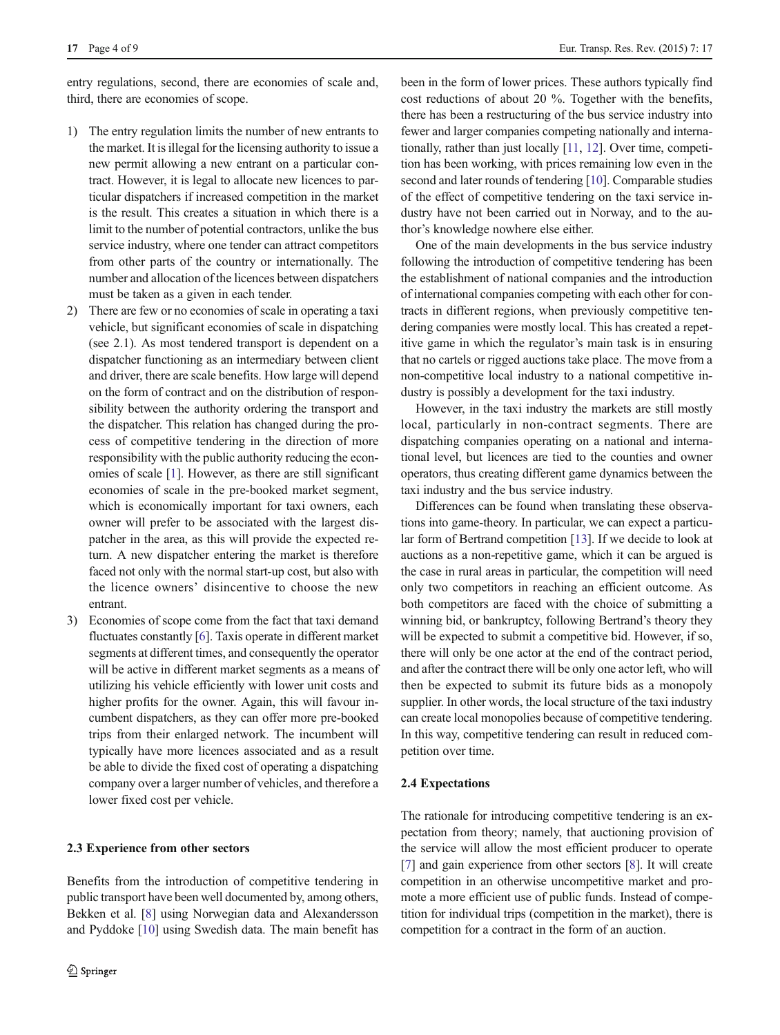entry regulations, second, there are economies of scale and, third, there are economies of scope.

1) The entry regulation limits the number of new entrants to the market. It is illegal for the licensing authority to issue a new permit allowing a new entrant on a particular contract. However, it is legal to allocate new licences to particular dispatchers if increased competition in the market is the result. This creates a situation in which there is a limit to the number of potential contractors, unlike the bus service industry, where one tender can attract competitors from other parts of the country or internationally. The number and allocation of the licences between dispatchers must be taken as a given in each tender.
2) There are few or no economies of scale in operating a taxi vehicle, but significant economies of scale in dispatching (see 2.1). As most tendered transport is dependent on a dispatcher functioning as an intermediary between client and driver, there are scale benefits. How large will depend on the form of contract and on the distribution of responsibility between the authority ordering the transport and the dispatcher. This relation has changed during the process of competitive tendering in the direction of more responsibility with the public authority reducing the economies of scale [1]. However, as there are still significant economies of scale in the pre-booked market segment, which is economically important for taxi owners, each owner will prefer to be associated with the largest dispatcher in the area, as this will provide the expected return. A new dispatcher entering the market is therefore faced not only with the normal start-up cost, but also with the licence owners' disincentive to choose the new entrant.
3) Economies of scope come from the fact that taxi demand fluctuates constantly [6]. Taxis operate in different market segments at different times, and consequently the operator will be active in different market segments as a means of utilizing his vehicle efficiently with lower unit costs and higher profits for the owner. Again, this will favour incumbent dispatchers, as they can offer more pre-booked trips from their enlarged network. The incumbent will typically have more licences associated and as a result be able to divide the fixed cost of operating a dispatching company over a larger number of vehicles, and therefore a lower fixed cost per vehicle.

### 2.3 Experience from other sectors

Benefits from the introduction of competitive tendering in public transport have been well documented by, among others, Bekken et al. [8] using Norwegian data and Alexandersson and Pyddoke [10] using Swedish data. The main benefit has been in the form of lower prices. These authors typically find cost reductions of about 20 %. Together with the benefits, there has been a restructuring of the bus service industry into fewer and larger companies competing nationally and internationally, rather than just locally [11, 12]. Over time, competition has been working, with prices remaining low even in the second and later rounds of tendering [10]. Comparable studies of the effect of competitive tendering on the taxi service industry have not been carried out in Norway, and to the author's knowledge nowhere else either.

One of the main developments in the bus service industry following the introduction of competitive tendering has been the establishment of national companies and the introduction of international companies competing with each other for contracts in different regions, when previously competitive tendering companies were mostly local. This has created a repetitive game in which the regulator's main task is in ensuring that no cartels or rigged auctions take place. The move from a non-competitive local industry to a national competitive industry is possibly a development for the taxi industry.

However, in the taxi industry the markets are still mostly local, particularly in non-contract segments. There are dispatching companies operating on a national and international level, but licences are tied to the counties and owner operators, thus creating different game dynamics between the taxi industry and the bus service industry.

Differences can be found when translating these observations into game-theory. In particular, we can expect a particular form of Bertrand competition [13]. If we decide to look at auctions as a non-repetitive game, which it can be argued is the case in rural areas in particular, the competition will need only two competitors in reaching an efficient outcome. As both competitors are faced with the choice of submitting a winning bid, or bankruptcy, following Bertrand's theory they will be expected to submit a competitive bid. However, if so, there will only be one actor at the end of the contract period, and after the contract there will be only one actor left, who will then be expected to submit its future bids as a monopoly supplier. In other words, the local structure of the taxi industry can create local monopolies because of competitive tendering. In this way, competitive tendering can result in reduced competition over time.

### 2.4 Expectations

The rationale for introducing competitive tendering is an expectation from theory; namely, that auctioning provision of the service will allow the most efficient producer to operate [7] and gain experience from other sectors [8]. It will create competition in an otherwise uncompetitive market and promote a more efficient use of public funds. Instead of competition for individual trips (competition in the market), there is competition for a contract in the form of an auction.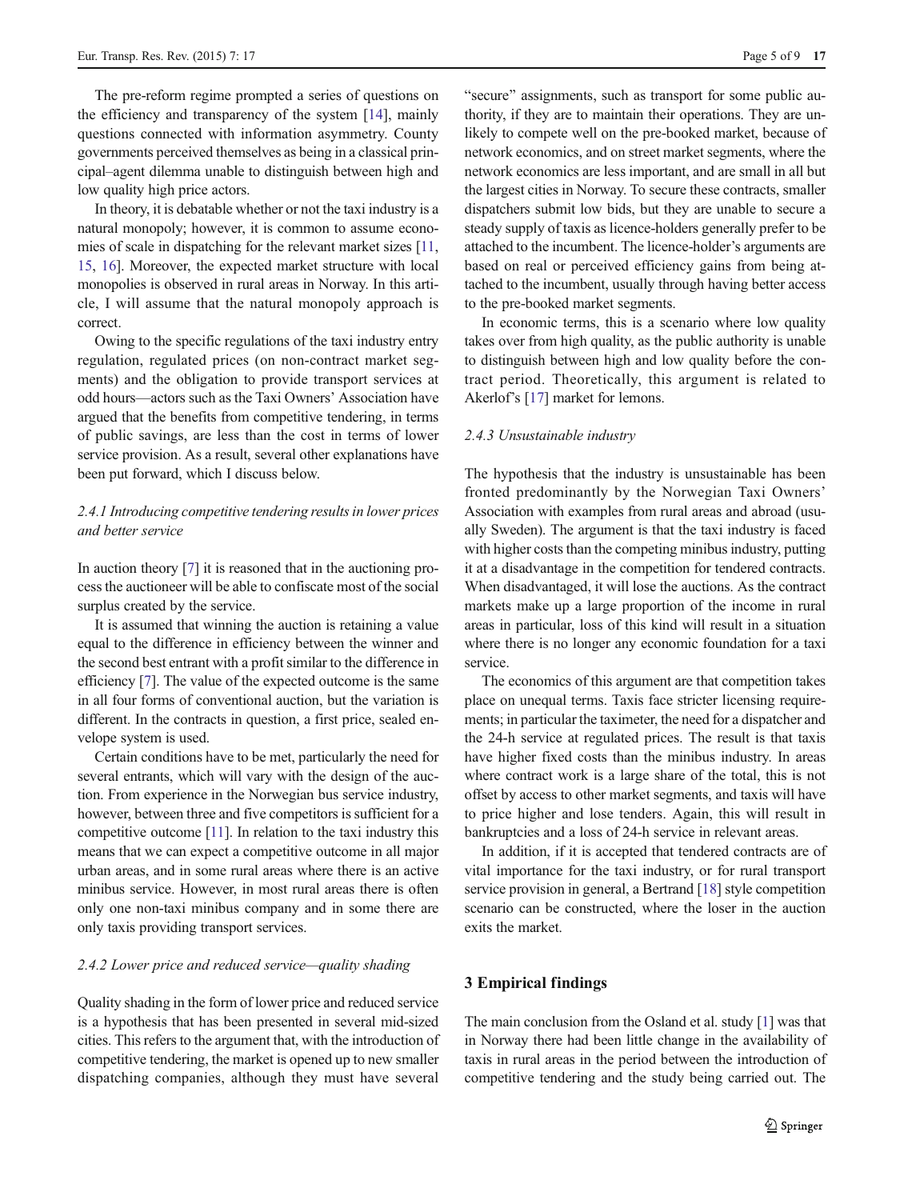The pre-reform regime prompted a series of questions on the efficiency and transparency of the system [14], mainly questions connected with information asymmetry. County governments perceived themselves as being in a classical principal–agent dilemma unable to distinguish between high and low quality high price actors.

In theory, it is debatable whether or not the taxi industry is a natural monopoly; however, it is common to assume economies of scale in dispatching for the relevant market sizes [11, 15, 16]. Moreover, the expected market structure with local monopolies is observed in rural areas in Norway. In this article, I will assume that the natural monopoly approach is correct.

Owing to the specific regulations of the taxi industry entry regulation, regulated prices (on non-contract market segments) and the obligation to provide transport services at odd hours—actors such as the Taxi Owners' Association have argued that the benefits from competitive tendering, in terms of public savings, are less than the cost in terms of lower service provision. As a result, several other explanations have been put forward, which I discuss below.

#### 2.4.1 Introducing competitive tendering results in lower prices and better service

In auction theory [7] it is reasoned that in the auctioning process the auctioneer will be able to confiscate most of the social surplus created by the service.

It is assumed that winning the auction is retaining a value equal to the difference in efficiency between the winner and the second best entrant with a profit similar to the difference in efficiency [7]. The value of the expected outcome is the same in all four forms of conventional auction, but the variation is different. In the contracts in question, a first price, sealed envelope system is used.

Certain conditions have to be met, particularly the need for several entrants, which will vary with the design of the auction. From experience in the Norwegian bus service industry, however, between three and five competitors is sufficient for a competitive outcome [11]. In relation to the taxi industry this means that we can expect a competitive outcome in all major urban areas, and in some rural areas where there is an active minibus service. However, in most rural areas there is often only one non-taxi minibus company and in some there are only taxis providing transport services.

#### 2.4.2 Lower price and reduced service—quality shading

Quality shading in the form of lower price and reduced service is a hypothesis that has been presented in several mid-sized cities. This refers to the argument that, with the introduction of competitive tendering, the market is opened up to new smaller dispatching companies, although they must have several "secure" assignments, such as transport for some public authority, if they are to maintain their operations. They are unlikely to compete well on the pre-booked market, because of network economics, and on street market segments, where the network economics are less important, and are small in all but the largest cities in Norway. To secure these contracts, smaller dispatchers submit low bids, but they are unable to secure a steady supply of taxis as licence-holders generally prefer to be attached to the incumbent. The licence-holder's arguments are based on real or perceived efficiency gains from being attached to the incumbent, usually through having better access to the pre-booked market segments.

In economic terms, this is a scenario where low quality takes over from high quality, as the public authority is unable to distinguish between high and low quality before the contract period. Theoretically, this argument is related to Akerlof's [17] market for lemons.

#### 2.4.3 Unsustainable industry

The hypothesis that the industry is unsustainable has been fronted predominantly by the Norwegian Taxi Owners' Association with examples from rural areas and abroad (usually Sweden). The argument is that the taxi industry is faced with higher costs than the competing minibus industry, putting it at a disadvantage in the competition for tendered contracts. When disadvantaged, it will lose the auctions. As the contract markets make up a large proportion of the income in rural areas in particular, loss of this kind will result in a situation where there is no longer any economic foundation for a taxi service.

The economics of this argument are that competition takes place on unequal terms. Taxis face stricter licensing requirements; in particular the taximeter, the need for a dispatcher and the 24-h service at regulated prices. The result is that taxis have higher fixed costs than the minibus industry. In areas where contract work is a large share of the total, this is not offset by access to other market segments, and taxis will have to price higher and lose tenders. Again, this will result in bankruptcies and a loss of 24-h service in relevant areas.

In addition, if it is accepted that tendered contracts are of vital importance for the taxi industry, or for rural transport service provision in general, a Bertrand [18] style competition scenario can be constructed, where the loser in the auction exits the market.

## 3 Empirical findings

The main conclusion from the Osland et al. study [1] was that in Norway there had been little change in the availability of taxis in rural areas in the period between the introduction of competitive tendering and the study being carried out. The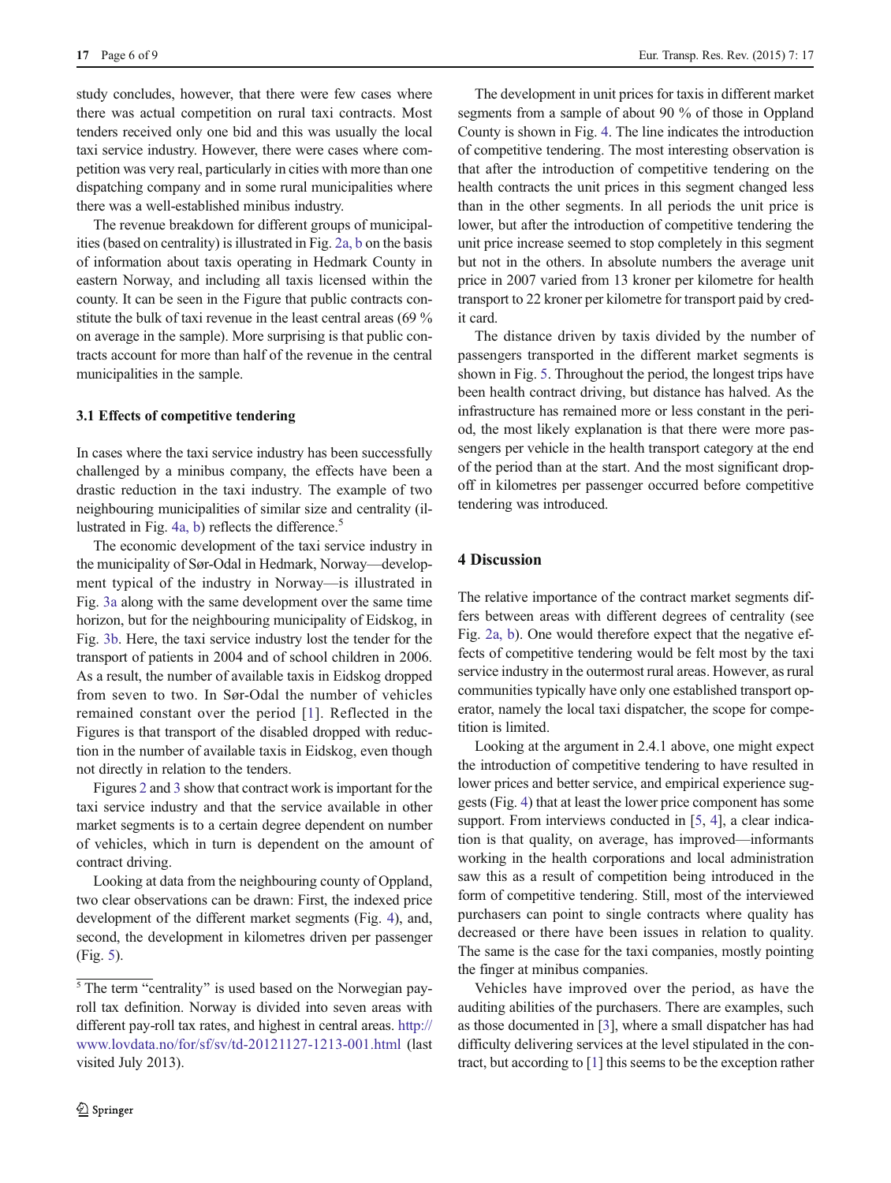study concludes, however, that there were few cases where there was actual competition on rural taxi contracts. Most tenders received only one bid and this was usually the local taxi service industry. However, there were cases where competition was very real, particularly in cities with more than one dispatching company and in some rural municipalities where there was a well-established minibus industry.

The revenue breakdown for different groups of municipalities (based on centrality) is illustrated in Fig. 2a, b on the basis of information about taxis operating in Hedmark County in eastern Norway, and including all taxis licensed within the county. It can be seen in the Figure that public contracts constitute the bulk of taxi revenue in the least central areas (69 % on average in the sample). More surprising is that public contracts account for more than half of the revenue in the central municipalities in the sample.

### 3.1 Effects of competitive tendering

In cases where the taxi service industry has been successfully challenged by a minibus company, the effects have been a drastic reduction in the taxi industry. The example of two neighbouring municipalities of similar size and centrality (illustrated in Fig. 4a, b) reflects the difference.[5]

The economic development of the taxi service industry in the municipality of Sør-Odal in Hedmark, Norway—development typical of the industry in Norway—is illustrated in Fig. 3a along with the same development over the same time horizon, but for the neighbouring municipality of Eidskog, in Fig. 3b. Here, the taxi service industry lost the tender for the transport of patients in 2004 and of school children in 2006. As a result, the number of available taxis in Eidskog dropped from seven to two. In Sør-Odal the number of vehicles remained constant over the period [1]. Reflected in the Figures is that transport of the disabled dropped with reduction in the number of available taxis in Eidskog, even though not directly in relation to the tenders.

Figures 2 and 3 show that contract work is important for the taxi service industry and that the service available in other market segments is to a certain degree dependent on number of vehicles, which in turn is dependent on the amount of contract driving.

Looking at data from the neighbouring county of Oppland, two clear observations can be drawn: First, the indexed price development of the different market segments (Fig. 4), and, second, the development in kilometres driven per passenger (Fig. 5).

[5] The term "centrality" is used based on the Norwegian payroll tax definition. Norway is divided into seven areas with different pay-roll tax rates, and highest in central areas. http://www.lovdata.no/for/sf/sv/td-20121127-1213-001.html (last visited July 2013).

The development in unit prices for taxis in different market segments from a sample of about 90 % of those in Oppland County is shown in Fig. 4. The line indicates the introduction of competitive tendering. The most interesting observation is that after the introduction of competitive tendering on the health contracts the unit prices in this segment changed less than in the other segments. In all periods the unit price is lower, but after the introduction of competitive tendering the unit price increase seemed to stop completely in this segment but not in the others. In absolute numbers the average unit price in 2007 varied from 13 kroner per kilometre for health transport to 22 kroner per kilometre for transport paid by credit card.

The distance driven by taxis divided by the number of passengers transported in the different market segments is shown in Fig. 5. Throughout the period, the longest trips have been health contract driving, but distance has halved. As the infrastructure has remained more or less constant in the period, the most likely explanation is that there were more passengers per vehicle in the health transport category at the end of the period than at the start. And the most significant drop-off in kilometres per passenger occurred before competitive tendering was introduced.

## 4 Discussion

The relative importance of the contract market segments differs between areas with different degrees of centrality (see Fig. 2a, b). One would therefore expect that the negative effects of competitive tendering would be felt most by the taxi service industry in the outermost rural areas. However, as rural communities typically have only one established transport operator, namely the local taxi dispatcher, the scope for competition is limited.

Looking at the argument in 2.4.1 above, one might expect the introduction of competitive tendering to have resulted in lower prices and better service, and empirical experience suggests (Fig. 4) that at least the lower price component has some support. From interviews conducted in [5, 4], a clear indication is that quality, on average, has improved—informants working in the health corporations and local administration saw this as a result of competition being introduced in the form of competitive tendering. Still, most of the interviewed purchasers can point to single contracts where quality has decreased or there have been issues in relation to quality. The same is the case for the taxi companies, mostly pointing the finger at minibus companies.

Vehicles have improved over the period, as have the auditing abilities of the purchasers. There are examples, such as those documented in [3], where a small dispatcher has had difficulty delivering services at the level stipulated in the contract, but according to [1] this seems to be the exception rather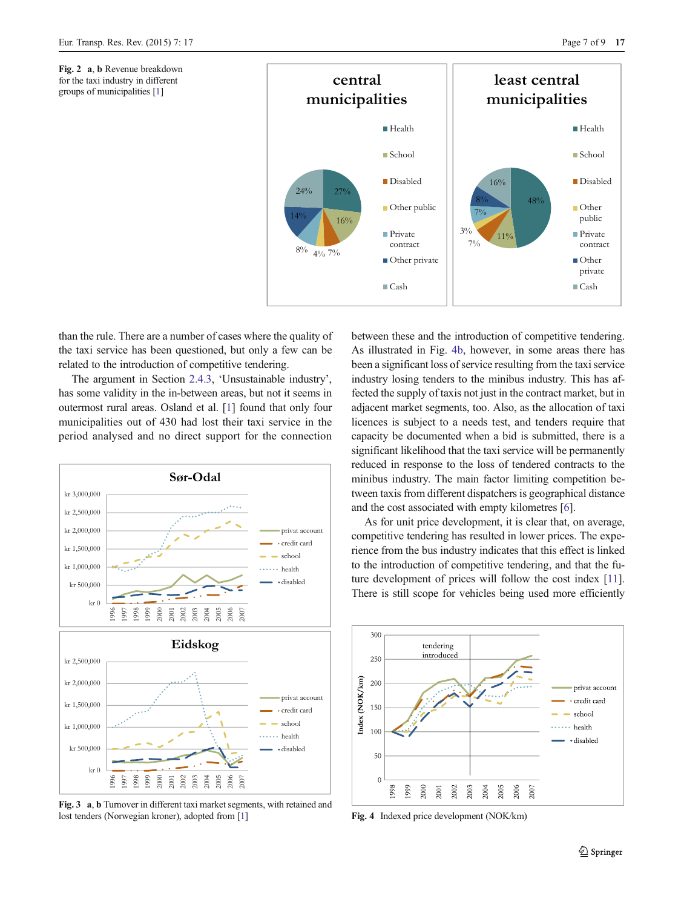**Fig. 2** **a**, **b** Revenue breakdown for the taxi industry in different groups of municipalities [1]

than the rule. There are a number of cases where the quality of the taxi service has been questioned, but only a few can be related to the introduction of competitive tendering.

The argument in Section 2.4.3, 'Unsustainable industry', has some validity in the in-between areas, but not it seems in outermost rural areas. Osland et al. [1] found that only four municipalities out of 430 had lost their taxi service in the period analysed and no direct support for the connection between these and the introduction of competitive tendering. As illustrated in Fig. 4b, however, in some areas there has been a significant loss of service resulting from the taxi service industry losing tenders to the minibus industry. This has affected the supply of taxis not just in the contract market, but in adjacent market segments, too. Also, as the allocation of taxi licences is subject to a needs test, and tenders require that capacity be documented when a bid is submitted, there is a significant likelihood that the taxi service will be permanently reduced in response to the loss of tendered contracts to the minibus industry. The main factor limiting competition between taxis from different dispatchers is geographical distance and the cost associated with empty kilometres [6].

As for unit price development, it is clear that, on average, competitive tendering has resulted in lower prices. The experience from the bus industry indicates that this effect is linked to the introduction of competitive tendering, and that the future development of prices will follow the cost index [11]. There is still scope for vehicles being used more efficiently

**Fig. 3** **a**, **b** Turnover in different taxi market segments, with retained and lost tenders (Norwegian kroner), adopted from [1]

**Fig. 4** Indexed price development (NOK/km)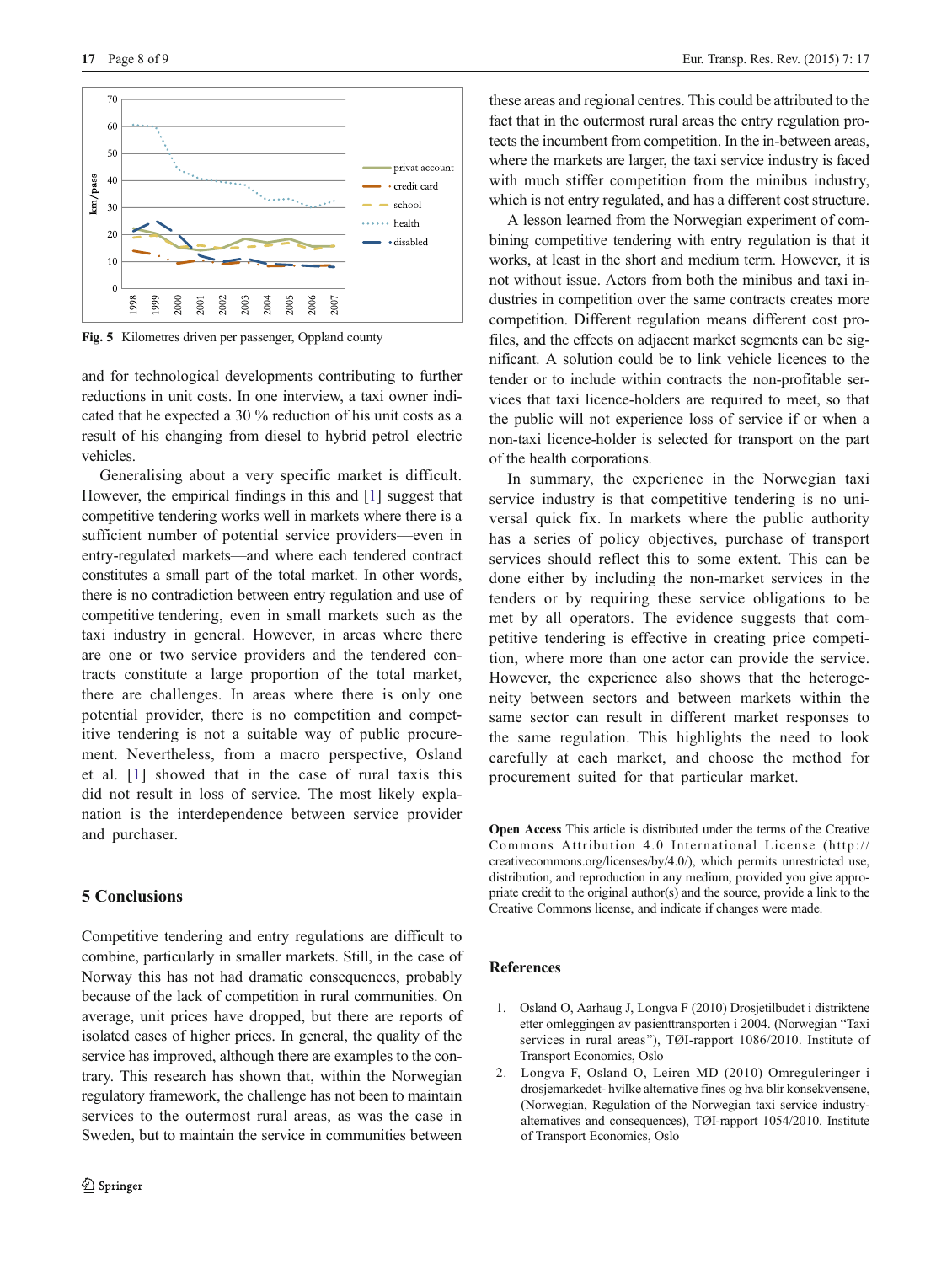Fig. 5 Kilometres driven per passenger, Oppland county

and for technological developments contributing to further reductions in unit costs. In one interview, a taxi owner indicated that he expected a 30 % reduction of his unit costs as a result of his changing from diesel to hybrid petrol–electric vehicles.

Generalising about a very specific market is difficult. However, the empirical findings in this and [1] suggest that competitive tendering works well in markets where there is a sufficient number of potential service providers—even in entry-regulated markets—and where each tendered contract constitutes a small part of the total market. In other words, there is no contradiction between entry regulation and use of competitive tendering, even in small markets such as the taxi industry in general. However, in areas where there are one or two service providers and the tendered contracts constitute a large proportion of the total market, there are challenges. In areas where there is only one potential provider, there is no competition and competitive tendering is not a suitable way of public procurement. Nevertheless, from a macro perspective, Osland et al. [1] showed that in the case of rural taxis this did not result in loss of service. The most likely explanation is the interdependence between service provider and purchaser.

## 5 Conclusions

Competitive tendering and entry regulations are difficult to combine, particularly in smaller markets. Still, in the case of Norway this has not had dramatic consequences, probably because of the lack of competition in rural communities. On average, unit prices have dropped, but there are reports of isolated cases of higher prices. In general, the quality of the service has improved, although there are examples to the contrary. This research has shown that, within the Norwegian regulatory framework, the challenge has not been to maintain services to the outermost rural areas, as was the case in Sweden, but to maintain the service in communities between these areas and regional centres. This could be attributed to the fact that in the outermost rural areas the entry regulation protects the incumbent from competition. In the in-between areas, where the markets are larger, the taxi service industry is faced with much stiffer competition from the minibus industry, which is not entry regulated, and has a different cost structure.

A lesson learned from the Norwegian experiment of combining competitive tendering with entry regulation is that it works, at least in the short and medium term. However, it is not without issue. Actors from both the minibus and taxi industries in competition over the same contracts creates more competition. Different regulation means different cost profiles, and the effects on adjacent market segments can be significant. A solution could be to link vehicle licences to the tender or to include within contracts the non-profitable services that taxi licence-holders are required to meet, so that the public will not experience loss of service if or when a non-taxi licence-holder is selected for transport on the part of the health corporations.

In summary, the experience in the Norwegian taxi service industry is that competitive tendering is no universal quick fix. In markets where the public authority has a series of policy objectives, purchase of transport services should reflect this to some extent. This can be done either by including the non-market services in the tenders or by requiring these service obligations to be met by all operators. The evidence suggests that competitive tendering is effective in creating price competition, where more than one actor can provide the service. However, the experience also shows that the heterogeneity between sectors and between markets within the same sector can result in different market responses to the same regulation. This highlights the need to look carefully at each market, and choose the method for procurement suited for that particular market.

**Open Access** This article is distributed under the terms of the Creative Commons Attribution 4.0 International License (http://creativecommons.org/licenses/by/4.0/), which permits unrestricted use, distribution, and reproduction in any medium, provided you give appropriate credit to the original author(s) and the source, provide a link to the Creative Commons license, and indicate if changes were made.

## References

1. Osland O, Aarhaug J, Longva F (2010) Drosjetilbudet i distriktene etter omleggingen av pasienttransporten i 2004. (Norwegian "Taxi services in rural areas"), TØI-rapport 1086/2010. Institute of Transport Economics, Oslo
2. Longva F, Osland O, Leiren MD (2010) Omreguleringer i drosjemarkedet- hvilke alternative fines og hva blir konsekvensene, (Norwegian, Regulation of the Norwegian taxi service industry-alternatives and consequences), TØI-rapport 1054/2010. Institute of Transport Economics, Oslo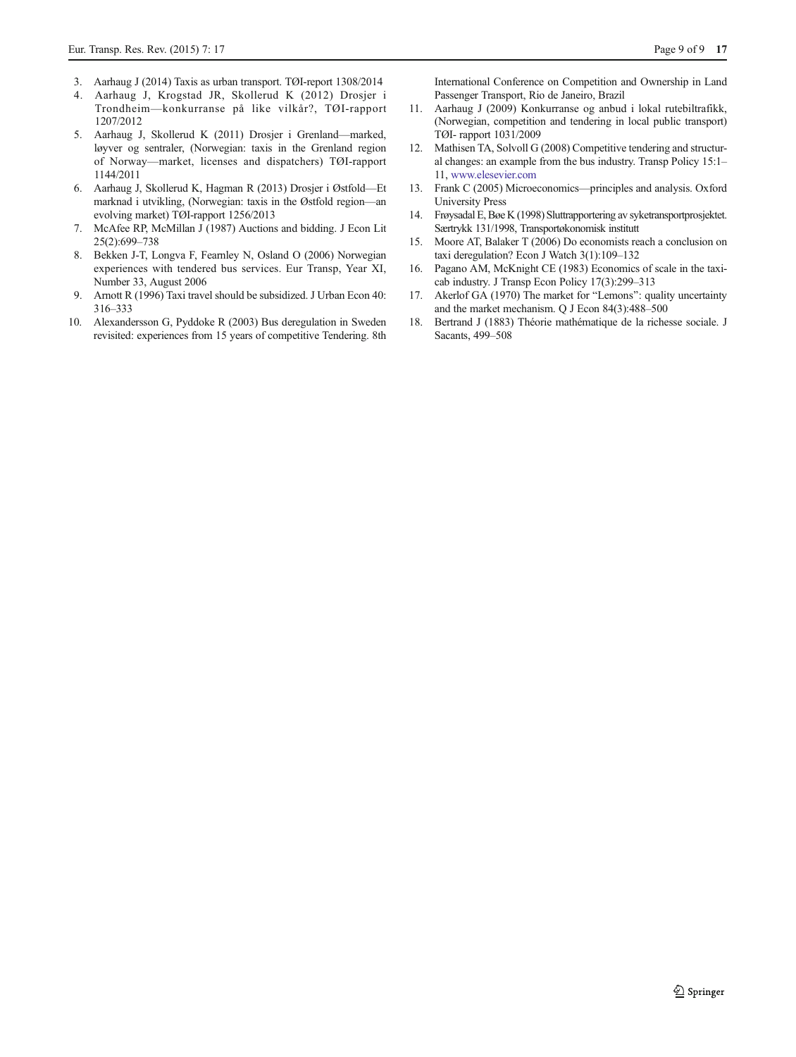3. Aarhaug J (2014) Taxis as urban transport. TØI-report 1308/2014
4. Aarhaug J, Krogstad JR, Skollerud K (2012) Drosjer i Trondheim—konkurranse på like vilkår?, TØI-rapport 1207/2012
5. Aarhaug J, Skollerud K (2011) Drosjer i Grenland—marked, løyver og sentraler, (Norwegian: taxis in the Grenland region of Norway—market, licenses and dispatchers) TØI-rapport 1144/2011
6. Aarhaug J, Skollerud K, Hagman R (2013) Drosjer i Østfold—Et marknad i utvikling, (Norwegian: taxis in the Østfold region—an evolving market) TØI-rapport 1256/2013
7. McAfee RP, McMillan J (1987) Auctions and bidding. J Econ Lit 25(2):699–738
8. Bekken J-T, Longva F, Fearnley N, Osland O (2006) Norwegian experiences with tendered bus services. Eur Transp, Year XI, Number 33, August 2006
9. Arnott R (1996) Taxi travel should be subsidized. J Urban Econ 40: 316–333
10. Alexandersson G, Pyddoke R (2003) Bus deregulation in Sweden revisited: experiences from 15 years of competitive Tendering. 8th International Conference on Competition and Ownership in Land Passenger Transport, Rio de Janeiro, Brazil
11. Aarhaug J (2009) Konkurranse og anbud i lokal rutebiltrafikk, (Norwegian, competition and tendering in local public transport) TØI- rapport 1031/2009
12. Mathisen TA, Solvoll G (2008) Competitive tendering and structural changes: an example from the bus industry. Transp Policy 15:1–11, www.elesevier.com
13. Frank C (2005) Microeconomics—principles and analysis. Oxford University Press
14. Frøysadal E, Bøe K (1998) Sluttrapportering av syketransportprosjektet. Særtrykk 131/1998, Transportøkonomisk institutt
15. Moore AT, Balaker T (2006) Do economists reach a conclusion on taxi deregulation? Econ J Watch 3(1):109–132
16. Pagano AM, McKnight CE (1983) Economics of scale in the taxicab industry. J Transp Econ Policy 17(3):299–313
17. Akerlof GA (1970) The market for "Lemons": quality uncertainty and the market mechanism. Q J Econ 84(3):488–500
18. Bertrand J (1883) Théorie mathématique de la richesse sociale. J Sacants, 499–508